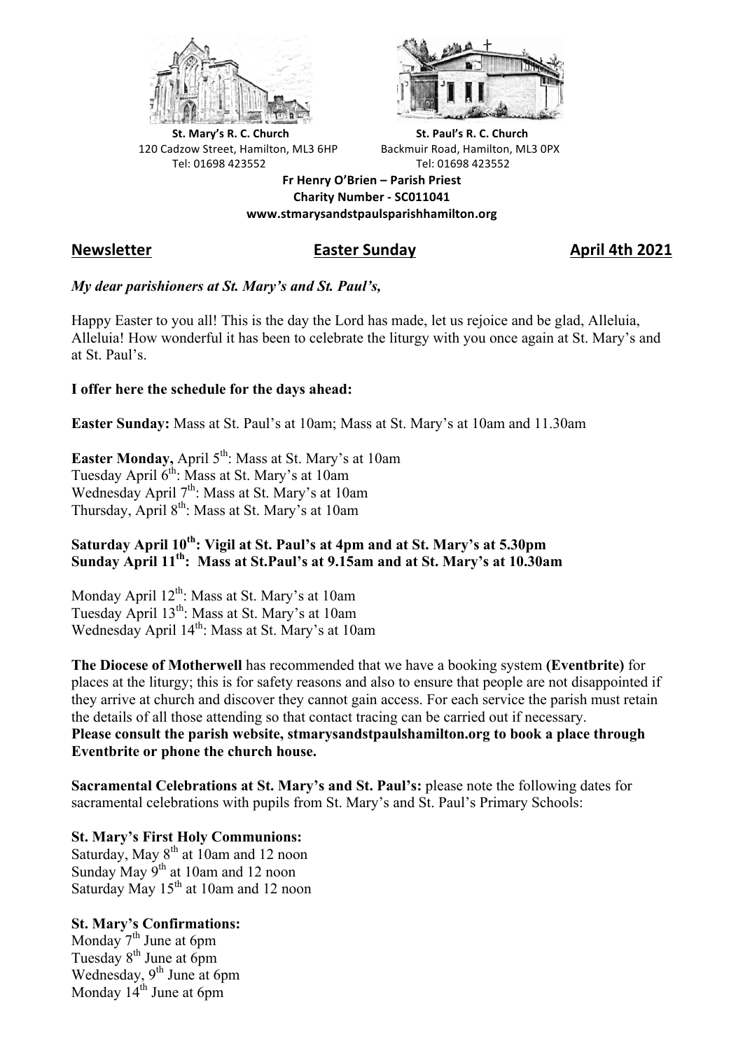**St. Mary's R. C. Church**
120 Cadzow Street, Hamilton, ML3 6HP
Tel: 01698 423552

**St. Paul's R. C. Church**
Backmuir Road, Hamilton, ML3 0PX
Tel: 01698 423552

**Fr Henry O'Brien – Parish Priest**
**Charity Number - SC011041**
**www.stmarysandstpaulsparishhamilton.org**

**Newsletter** **Easter Sunday** **April 4th 2021**

***My dear parishioners at St. Mary's and St. Paul's,***

Happy Easter to you all! This is the day the Lord has made, let us rejoice and be glad, Alleluia, Alleluia! How wonderful it has been to celebrate the liturgy with you once again at St. Mary's and at St. Paul's.

**I offer here the schedule for the days ahead:**

**Easter Sunday:** Mass at St. Paul's at 10am; Mass at St. Mary's at 10am and 11.30am

**Easter Monday,** April 5th: Mass at St. Mary's at 10am
Tuesday April 6th: Mass at St. Mary's at 10am
Wednesday April 7th: Mass at St. Mary's at 10am
Thursday, April 8th: Mass at St. Mary's at 10am

**Saturday April 10th: Vigil at St. Paul's at 4pm and at St. Mary's at 5.30pm**
**Sunday April 11th: Mass at St.Paul's at 9.15am and at St. Mary's at 10.30am**

Monday April 12th: Mass at St. Mary's at 10am
Tuesday April 13th: Mass at St. Mary's at 10am
Wednesday April 14th: Mass at St. Mary's at 10am

**The Diocese of Motherwell** has recommended that we have a booking system **(Eventbrite)** for places at the liturgy; this is for safety reasons and also to ensure that people are not disappointed if they arrive at church and discover they cannot gain access. For each service the parish must retain the details of all those attending so that contact tracing can be carried out if necessary.
**Please consult the parish website, stmarysandstpaulshamilton.org to book a place through Eventbrite or phone the church house.**

**Sacramental Celebrations at St. Mary's and St. Paul's:** please note the following dates for sacramental celebrations with pupils from St. Mary's and St. Paul's Primary Schools:

**St. Mary's First Holy Communions:**
Saturday, May 8th at 10am and 12 noon
Sunday May 9th at 10am and 12 noon
Saturday May 15th at 10am and 12 noon

**St. Mary's Confirmations:**
Monday 7th June at 6pm
Tuesday 8th June at 6pm
Wednesday, 9th June at 6pm
Monday 14th June at 6pm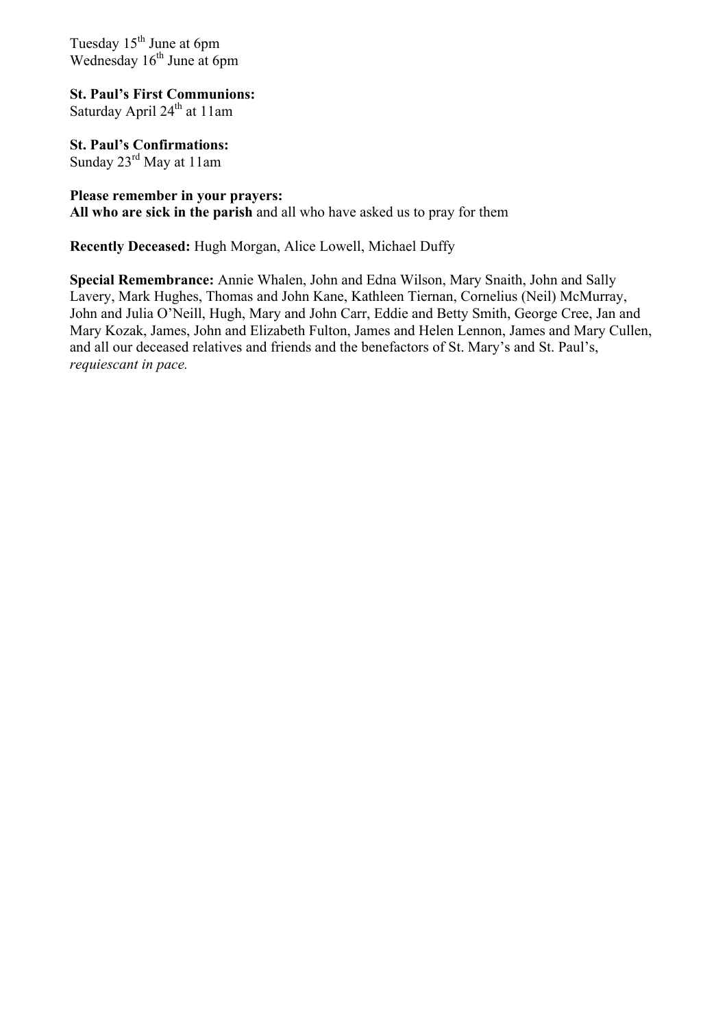Tuesday 15th June at 6pm
Wednesday 16th June at 6pm

**St. Paul's First Communions:**
Saturday April 24th at 11am

**St. Paul's Confirmations:**
Sunday 23rd May at 11am

**Please remember in your prayers:**
**All who are sick in the parish** and all who have asked us to pray for them

**Recently Deceased:** Hugh Morgan, Alice Lowell, Michael Duffy

**Special Remembrance:** Annie Whalen, John and Edna Wilson, Mary Snaith, John and Sally Lavery, Mark Hughes, Thomas and John Kane, Kathleen Tiernan, Cornelius (Neil) McMurray, John and Julia O'Neill, Hugh, Mary and John Carr, Eddie and Betty Smith, George Cree, Jan and Mary Kozak, James, John and Elizabeth Fulton, James and Helen Lennon, James and Mary Cullen, and all our deceased relatives and friends and the benefactors of St. Mary's and St. Paul's, *requiescant in pace.*